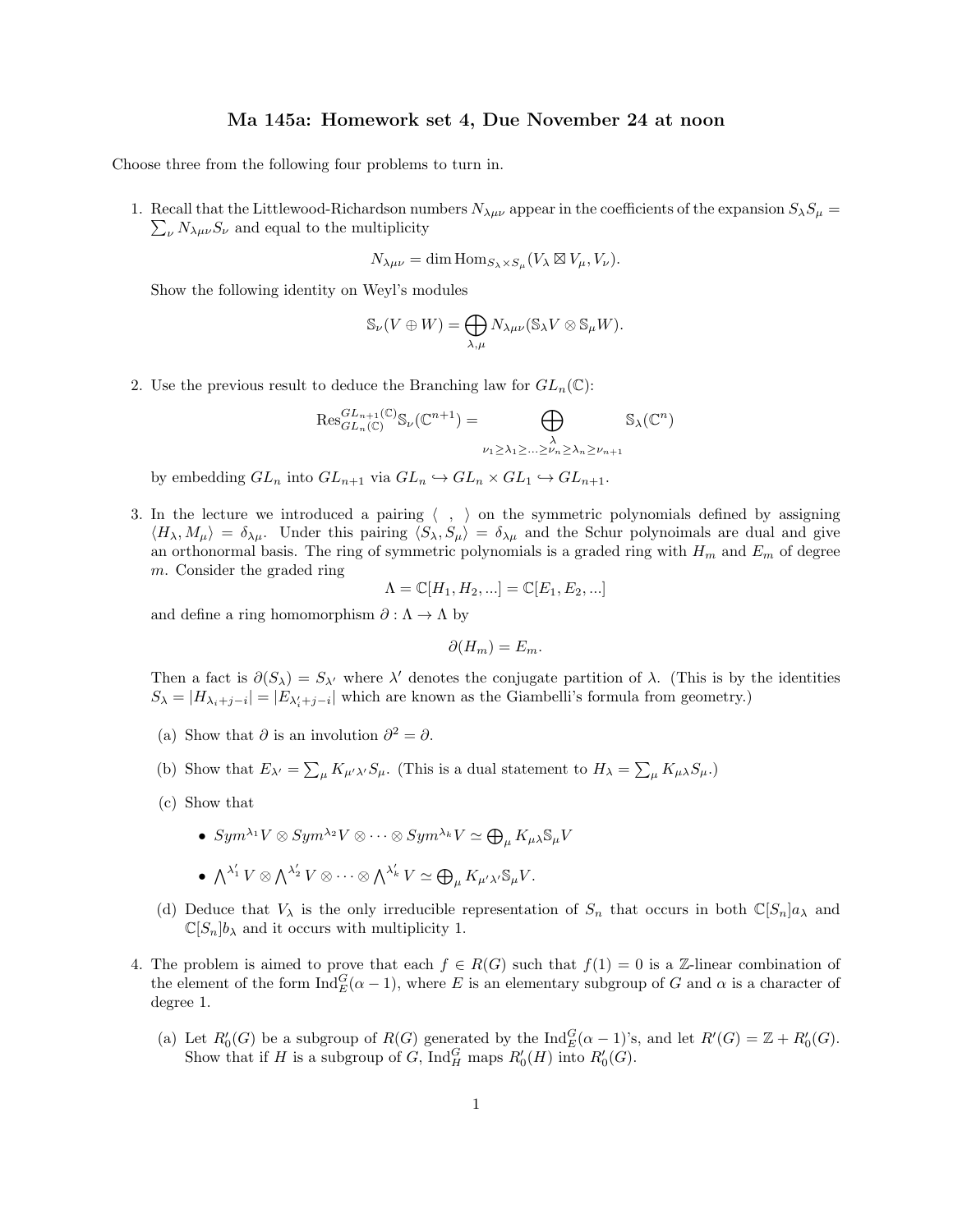# Ma 145a: Homework set 4, Due November 24 at noon

Choose three from the following four problems to turn in.

1. Recall that the Littlewood-Richardson numbers $N_{\lambda\mu\nu}$ appear in the coefficients of the expansion $S_\lambda S_\mu = \sum_\nu N_{\lambda\mu\nu} S_\nu$ and equal to the multiplicity

$$N_{\lambda\mu\nu} = \dim \operatorname{Hom}_{S_\lambda \times S_\mu}(V_\lambda \boxtimes V_\mu, V_\nu).$$

   Show the following identity on Weyl's modules

$$\mathbb{S}_\nu(V \oplus W) = \bigoplus_{\lambda,\mu} N_{\lambda\mu\nu}(\mathbb{S}_\lambda V \otimes \mathbb{S}_\mu W).$$

2. Use the previous result to deduce the Branching law for $GL_n(\mathbb{C})$:

$$\operatorname{Res}^{GL_{n+1}(\mathbb{C})}_{GL_n(\mathbb{C})} \mathbb{S}_\nu(\mathbb{C}^{n+1}) = \bigoplus_{\substack{\lambda \\ \nu_1 \geq \lambda_1 \geq \ldots \geq \nu_n \geq \lambda_n \geq \nu_{n+1}}} \mathbb{S}_\lambda(\mathbb{C}^n)$$

   by embedding $GL_n$ into $GL_{n+1}$ via $GL_n \hookrightarrow GL_n \times GL_1 \hookrightarrow GL_{n+1}$.

3. In the lecture we introduced a pairing $\langle\ ,\ \rangle$ on the symmetric polynomials defined by assigning $\langle H_\lambda, M_\mu \rangle = \delta_{\lambda\mu}$. Under this pairing $\langle S_\lambda, S_\mu \rangle = \delta_{\lambda\mu}$ and the Schur polynoimals are dual and give an orthonormal basis. The ring of symmetric polynomials is a graded ring with $H_m$ and $E_m$ of degree $m$. Consider the graded ring

$$\Lambda = \mathbb{C}[H_1, H_2, ...] = \mathbb{C}[E_1, E_2, ...]$$

   and define a ring homomorphism $\partial : \Lambda \to \Lambda$ by

$$\partial(H_m) = E_m.$$

   Then a fact is $\partial(S_\lambda) = S_{\lambda'}$ where $\lambda'$ denotes the conjugate partition of $\lambda$. (This is by the identities $S_\lambda = |H_{\lambda_i + j - i}| = |E_{\lambda'_i + j - i}|$ which are known as the Giambelli's formula from geometry.)

   (a) Show that $\partial$ is an involution $\partial^2 = \partial$.

   (b) Show that $E_{\lambda'} = \sum_\mu K_{\mu'\lambda'} S_\mu$. (This is a dual statement to $H_\lambda = \sum_\mu K_{\mu\lambda} S_\mu$.)

   (c) Show that

   - $Sym^{\lambda_1} V \otimes Sym^{\lambda_2} V \otimes \cdots \otimes Sym^{\lambda_k} V \simeq \bigoplus_\mu K_{\mu\lambda} \mathbb{S}_\mu V$
   - $\bigwedge^{\lambda'_1} V \otimes \bigwedge^{\lambda'_2} V \otimes \cdots \otimes \bigwedge^{\lambda'_k} V \simeq \bigoplus_\mu K_{\mu'\lambda'} \mathbb{S}_\mu V.$

   (d) Deduce that $V_\lambda$ is the only irreducible representation of $S_n$ that occurs in both $\mathbb{C}[S_n]a_\lambda$ and $\mathbb{C}[S_n]b_\lambda$ and it occurs with multiplicity 1.

4. The problem is aimed to prove that each $f \in R(G)$ such that $f(1) = 0$ is a $\mathbb{Z}$-linear combination of the element of the form $\operatorname{Ind}^G_E(\alpha - 1)$, where $E$ is an elementary subgroup of $G$ and $\alpha$ is a character of degree 1.

   (a) Let $R'_0(G)$ be a subgroup of $R(G)$ generated by the $\operatorname{Ind}^G_E(\alpha - 1)$'s, and let $R'(G) = \mathbb{Z} + R'_0(G)$. Show that if $H$ is a subgroup of $G$, $\operatorname{Ind}^G_H$ maps $R'_0(H)$ into $R'_0(G)$.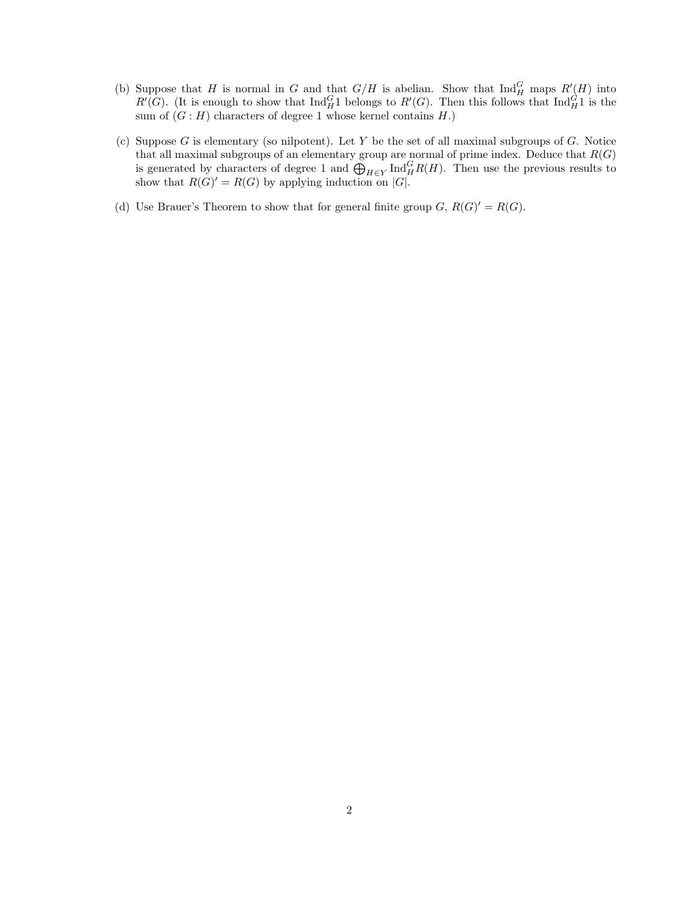(b) Suppose that $H$ is normal in $G$ and that $G/H$ is abelian. Show that $\mathrm{Ind}_H^G$ maps $R'(H)$ into $R'(G)$. (It is enough to show that $\mathrm{Ind}_H^G 1$ belongs to $R'(G)$. Then this follows that $\mathrm{Ind}_H^G 1$ is the sum of $(G : H)$ characters of degree 1 whose kernel contains $H$.)

(c) Suppose $G$ is elementary (so nilpotent). Let $Y$ be the set of all maximal subgroups of $G$. Notice that all maximal subgroups of an elementary group are normal of prime index. Deduce that $R(G)$ is generated by characters of degree 1 and $\bigoplus_{H \in Y} \mathrm{Ind}_H^G R(H)$. Then use the previous results to show that $R(G)' = R(G)$ by applying induction on $|G|$.

(d) Use Brauer's Theorem to show that for general finite group $G$, $R(G)' = R(G)$.